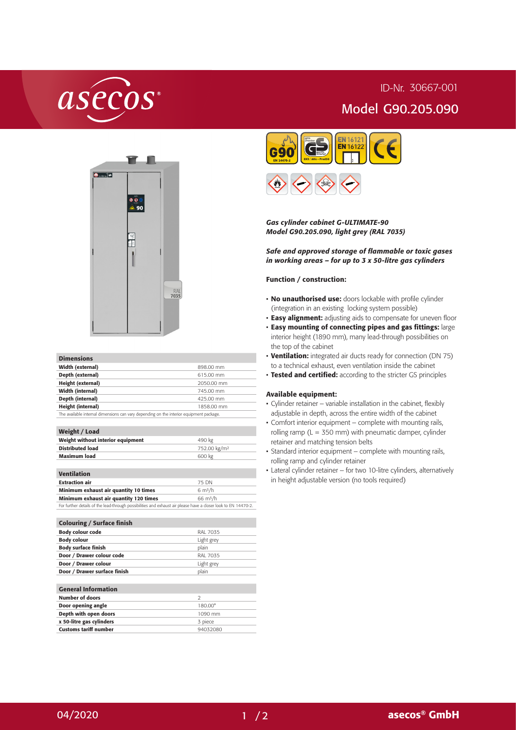ID-Nr. 30667-001

# Model G90.205.090

| Dimensions | |
| --- | --- |
| Width (external) | 898.00 mm |
| Depth (external) | 615.00 mm |
| Height (external) | 2050.00 mm |
| Width (internal) | 745.00 mm |
| Depth (internal) | 425.00 mm |
| Height (internal) | 1858.00 mm |

The available internal dimensions can vary depending on the interior equipment package.

| Weight / Load | |
| --- | --- |
| Weight without interior equipment | 490 kg |
| Distributed load | 752.00 kg/m² |
| Maximum load | 600 kg |

| Ventilation | |
| --- | --- |
| Extraction air | 75 DN |
| Minimum exhaust air quantity 10 times | 6 m³/h |
| Minimum exhaust air quantity 120 times | 66 m³/h |

For further details of the lead-through possibilities and exhaust air please have a closer look to EN 14470-2.

| Colouring / Surface finish | |
| --- | --- |
| Body colour code | RAL 7035 |
| Body colour | Light grey |
| Body surface finish | plain |
| Door / Drawer colour code | RAL 7035 |
| Door / Drawer colour | Light grey |
| Door / Drawer surface finish | plain |

| General Information | |
| --- | --- |
| Number of doors | 2 |
| Door opening angle | 180.00° |
| Depth with open doors | 1090 mm |
| x 50-litre gas cylinders | 3 piece |
| Customs tariff number | 94032080 |

***Gas cylinder cabinet G-ULTIMATE-90***
***Model G90.205.090, light grey (RAL 7035)***

***Safe and approved storage of flammable or toxic gases in working areas – for up to 3 x 50-litre gas cylinders***

### Function / construction:

- **No unauthorised use:** doors lockable with profile cylinder (integration in an existing locking system possible)
- **Easy alignment:** adjusting aids to compensate for uneven floor
- **Easy mounting of connecting pipes and gas fittings:** large interior height (1890 mm), many lead-through possibilities on the top of the cabinet
- **Ventilation:** integrated air ducts ready for connection (DN 75) to a technical exhaust, even ventilation inside the cabinet
- **Tested and certified:** according to the stricter GS principles

### Available equipment:

- Cylinder retainer – variable installation in the cabinet, flexibly adjustable in depth, across the entire width of the cabinet
- Comfort interior equipment – complete with mounting rails, rolling ramp (L = 350 mm) with pneumatic damper, cylinder retainer and matching tension belts
- Standard interior equipment – complete with mounting rails, rolling ramp and cylinder retainer
- Lateral cylinder retainer – for two 10-litre cylinders, alternatively in height adjustable version (no tools required)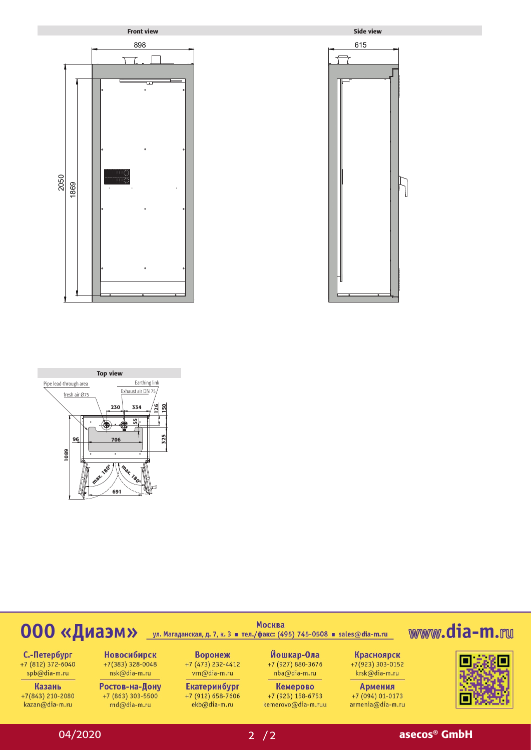**Front view**

898

2050

1869

**Side view**

615

**Top view**

Pipe lead-through area

Earthing link

Exhaust air DN 75

fresh air Ø75

230

334

126

150

55

96

706

325

1089

max. 180°

max. 180°

691

**ООО «Диаэм»**

**Москва**

ул. Магаданская, д. 7, к. 3 ■ тел./факс: (495) 745-0508 ■ sales@dia-m.ru

**www.dia-m.ru**

**С.-Петербург**
+7 (812) 372-6040
spb@dia-m.ru

**Казань**
+7(843) 210-2080
kazan@dia-m.ru

**Новосибирск**
+7(383) 328-0048
nsk@dia-m.ru

**Ростов-на-Дону**
+7 (863) 303-5500
rnd@dia-m.ru

**Воронеж**
+7 (473) 232-4412
vrn@dia-m.ru

**Екатеринбург**
+7 (912) 658-7606
ekb@dia-m.ru

**Йошкар-Ола**
+7 (927) 880-3676
nba@dia-m.ru

**Кемерово**
+7 (923) 158-6753
kemerovo@dia-m.ruu

**Красноярск**
+7(923) 303-0152
krsk@dia-m.ru

**Армения**
+7 (094) 01-0173
armenia@dia-m.ru

04/2020

**asecos® GmbH**